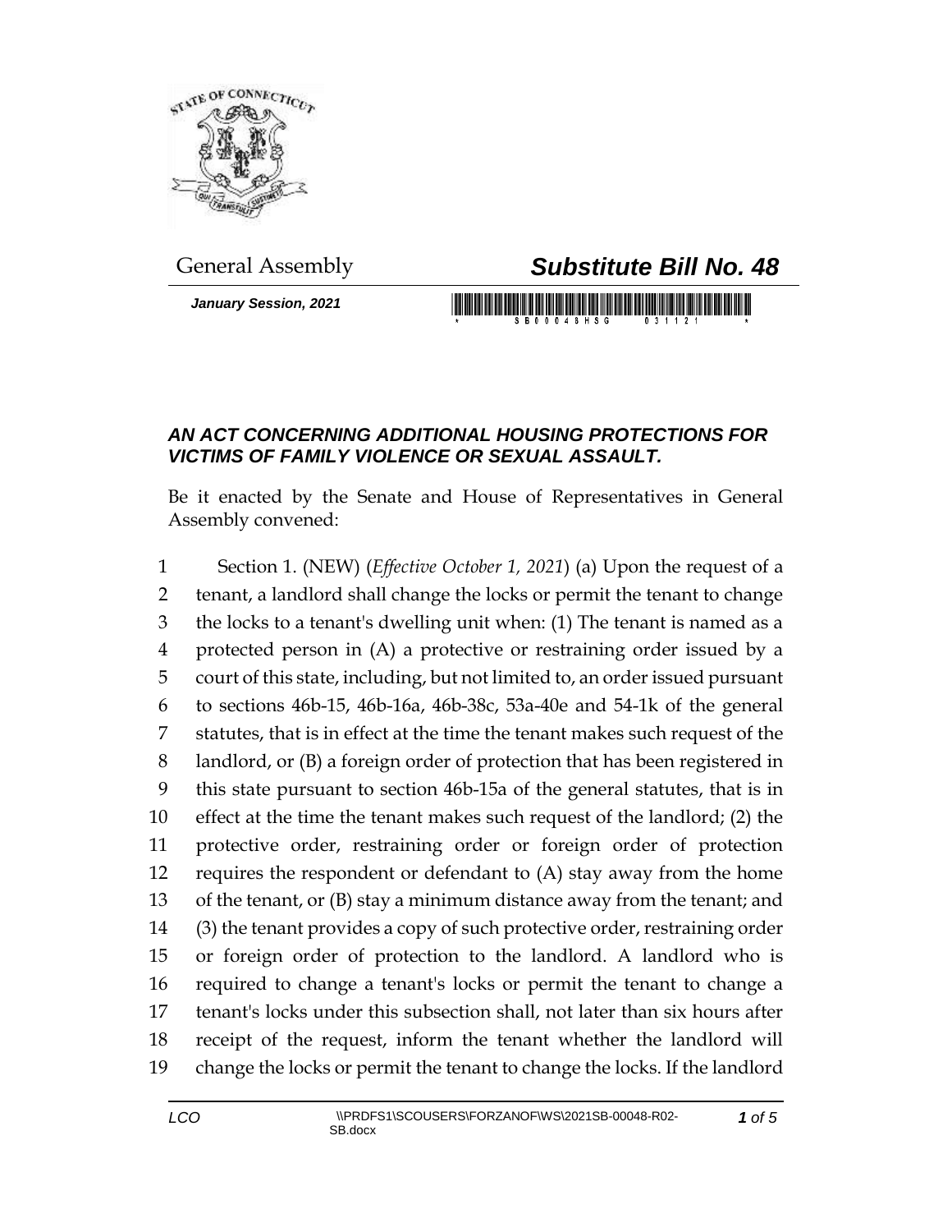General Assembly

# *Substitute Bill No. 48*

***January Session, 2021***

## *AN ACT CONCERNING ADDITIONAL HOUSING PROTECTIONS FOR VICTIMS OF FAMILY VIOLENCE OR SEXUAL ASSAULT.*

Be it enacted by the Senate and House of Representatives in General Assembly convened:

1 Section 1. (NEW) (*Effective October 1, 2021*) (a) Upon the request of a
2 tenant, a landlord shall change the locks or permit the tenant to change
3 the locks to a tenant's dwelling unit when: (1) The tenant is named as a
4 protected person in (A) a protective or restraining order issued by a
5 court of this state, including, but not limited to, an order issued pursuant
6 to sections 46b-15, 46b-16a, 46b-38c, 53a-40e and 54-1k of the general
7 statutes, that is in effect at the time the tenant makes such request of the
8 landlord, or (B) a foreign order of protection that has been registered in
9 this state pursuant to section 46b-15a of the general statutes, that is in
10 effect at the time the tenant makes such request of the landlord; (2) the
11 protective order, restraining order or foreign order of protection
12 requires the respondent or defendant to (A) stay away from the home
13 of the tenant, or (B) stay a minimum distance away from the tenant; and
14 (3) the tenant provides a copy of such protective order, restraining order
15 or foreign order of protection to the landlord. A landlord who is
16 required to change a tenant's locks or permit the tenant to change a
17 tenant's locks under this subsection shall, not later than six hours after
18 receipt of the request, inform the tenant whether the landlord will
19 change the locks or permit the tenant to change the locks. If the landlord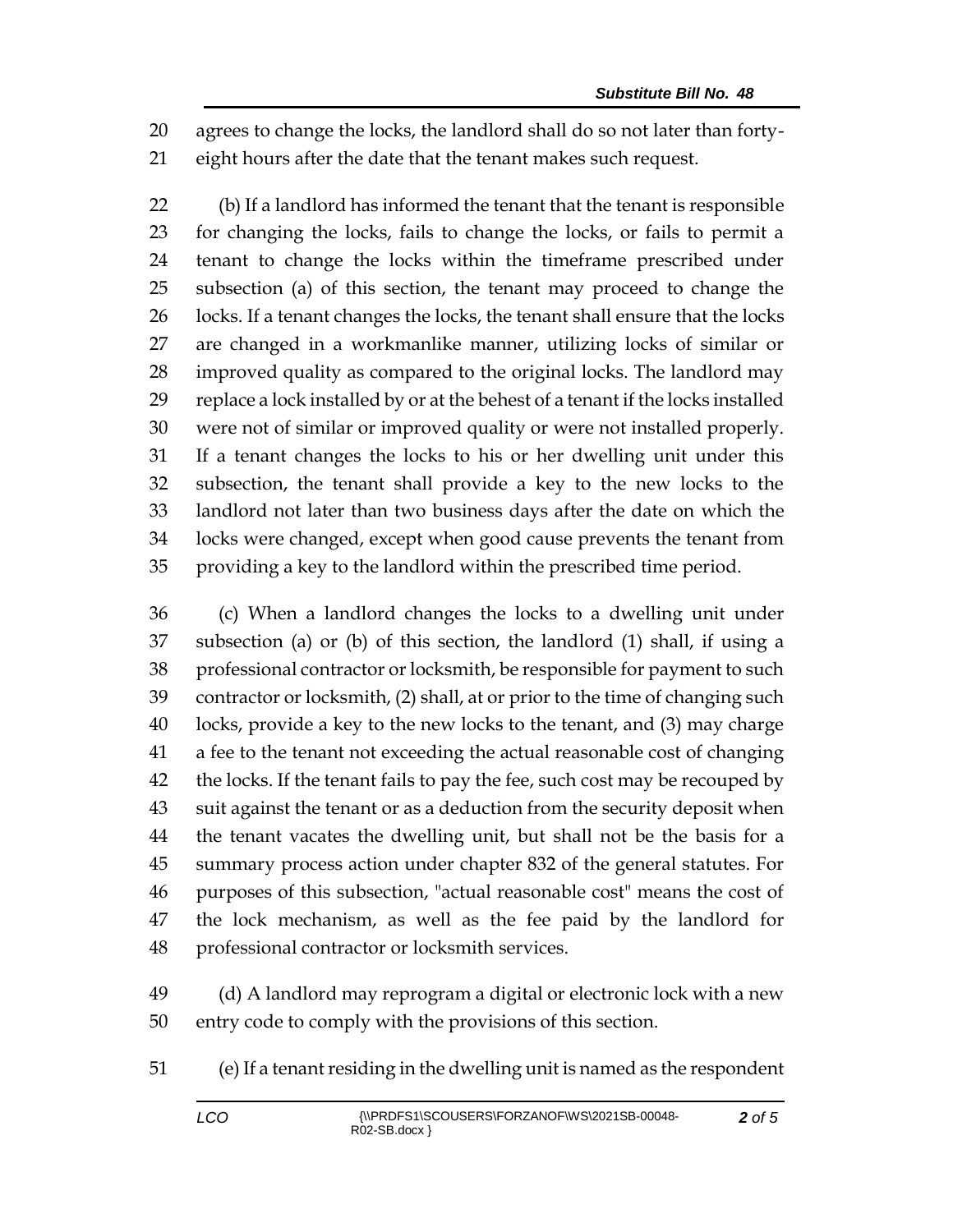agrees to change the locks, the landlord shall do so not later than forty-eight hours after the date that the tenant makes such request.

(b) If a landlord has informed the tenant that the tenant is responsible for changing the locks, fails to change the locks, or fails to permit a tenant to change the locks within the timeframe prescribed under subsection (a) of this section, the tenant may proceed to change the locks. If a tenant changes the locks, the tenant shall ensure that the locks are changed in a workmanlike manner, utilizing locks of similar or improved quality as compared to the original locks. The landlord may replace a lock installed by or at the behest of a tenant if the locks installed were not of similar or improved quality or were not installed properly. If a tenant changes the locks to his or her dwelling unit under this subsection, the tenant shall provide a key to the new locks to the landlord not later than two business days after the date on which the locks were changed, except when good cause prevents the tenant from providing a key to the landlord within the prescribed time period.

(c) When a landlord changes the locks to a dwelling unit under subsection (a) or (b) of this section, the landlord (1) shall, if using a professional contractor or locksmith, be responsible for payment to such contractor or locksmith, (2) shall, at or prior to the time of changing such locks, provide a key to the new locks to the tenant, and (3) may charge a fee to the tenant not exceeding the actual reasonable cost of changing the locks. If the tenant fails to pay the fee, such cost may be recouped by suit against the tenant or as a deduction from the security deposit when the tenant vacates the dwelling unit, but shall not be the basis for a summary process action under chapter 832 of the general statutes. For purposes of this subsection, "actual reasonable cost" means the cost of the lock mechanism, as well as the fee paid by the landlord for professional contractor or locksmith services.

(d) A landlord may reprogram a digital or electronic lock with a new entry code to comply with the provisions of this section.

(e) If a tenant residing in the dwelling unit is named as the respondent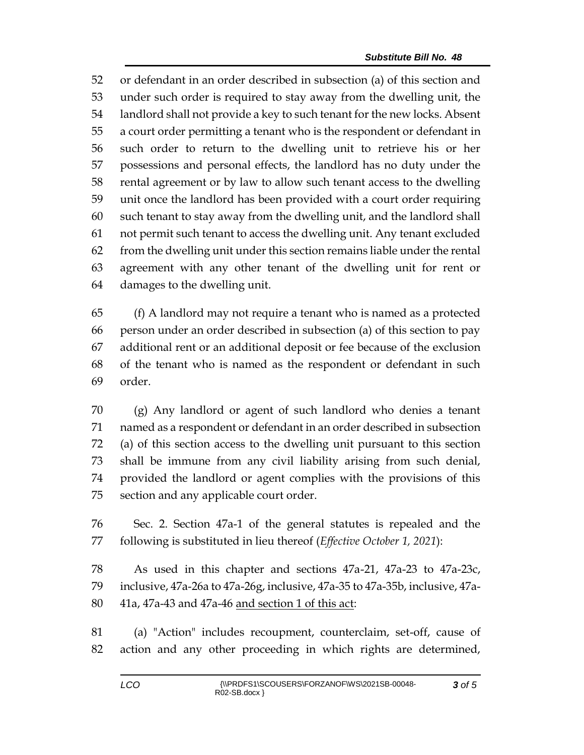or defendant in an order described in subsection (a) of this section and under such order is required to stay away from the dwelling unit, the landlord shall not provide a key to such tenant for the new locks. Absent a court order permitting a tenant who is the respondent or defendant in such order to return to the dwelling unit to retrieve his or her possessions and personal effects, the landlord has no duty under the rental agreement or by law to allow such tenant access to the dwelling unit once the landlord has been provided with a court order requiring such tenant to stay away from the dwelling unit, and the landlord shall not permit such tenant to access the dwelling unit. Any tenant excluded from the dwelling unit under this section remains liable under the rental agreement with any other tenant of the dwelling unit for rent or damages to the dwelling unit.

(f) A landlord may not require a tenant who is named as a protected person under an order described in subsection (a) of this section to pay additional rent or an additional deposit or fee because of the exclusion of the tenant who is named as the respondent or defendant in such order.

(g) Any landlord or agent of such landlord who denies a tenant named as a respondent or defendant in an order described in subsection (a) of this section access to the dwelling unit pursuant to this section shall be immune from any civil liability arising from such denial, provided the landlord or agent complies with the provisions of this section and any applicable court order.

Sec. 2. Section 47a-1 of the general statutes is repealed and the following is substituted in lieu thereof (*Effective October 1, 2021*):

As used in this chapter and sections 47a-21, 47a-23 to 47a-23c, inclusive, 47a-26a to 47a-26g, inclusive, 47a-35 to 47a-35b, inclusive, 47a-41a, 47a-43 and 47a-46 and section 1 of this act:

(a) "Action" includes recoupment, counterclaim, set-off, cause of action and any other proceeding in which rights are determined,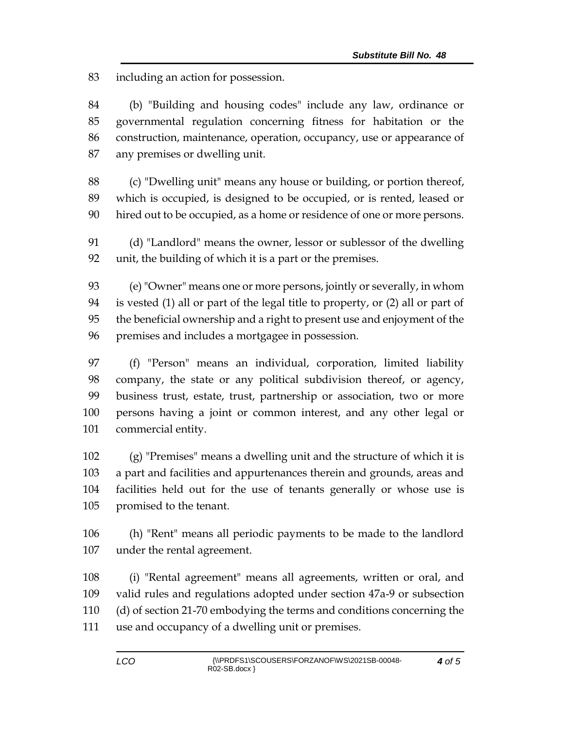including an action for possession.

(b) "Building and housing codes" include any law, ordinance or governmental regulation concerning fitness for habitation or the construction, maintenance, operation, occupancy, use or appearance of any premises or dwelling unit.

(c) "Dwelling unit" means any house or building, or portion thereof, which is occupied, is designed to be occupied, or is rented, leased or hired out to be occupied, as a home or residence of one or more persons.

(d) "Landlord" means the owner, lessor or sublessor of the dwelling unit, the building of which it is a part or the premises.

(e) "Owner" means one or more persons, jointly or severally, in whom is vested (1) all or part of the legal title to property, or (2) all or part of the beneficial ownership and a right to present use and enjoyment of the premises and includes a mortgagee in possession.

(f) "Person" means an individual, corporation, limited liability company, the state or any political subdivision thereof, or agency, business trust, estate, trust, partnership or association, two or more persons having a joint or common interest, and any other legal or commercial entity.

(g) "Premises" means a dwelling unit and the structure of which it is a part and facilities and appurtenances therein and grounds, areas and facilities held out for the use of tenants generally or whose use is promised to the tenant.

(h) "Rent" means all periodic payments to be made to the landlord under the rental agreement.

(i) "Rental agreement" means all agreements, written or oral, and valid rules and regulations adopted under section 47a-9 or subsection (d) of section 21-70 embodying the terms and conditions concerning the use and occupancy of a dwelling unit or premises.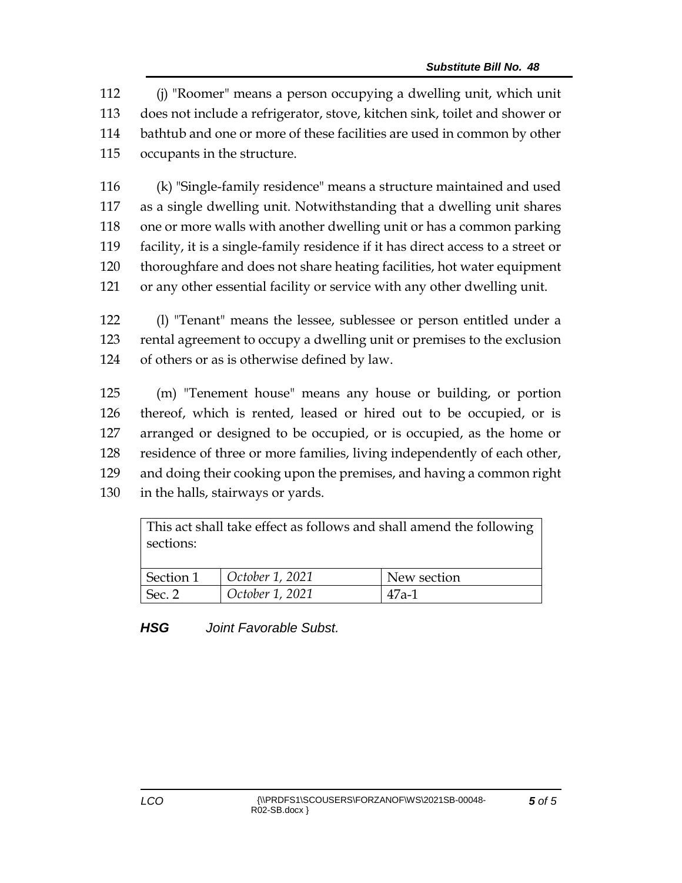(j) "Roomer" means a person occupying a dwelling unit, which unit does not include a refrigerator, stove, kitchen sink, toilet and shower or bathtub and one or more of these facilities are used in common by other occupants in the structure.

(k) "Single-family residence" means a structure maintained and used as a single dwelling unit. Notwithstanding that a dwelling unit shares one or more walls with another dwelling unit or has a common parking facility, it is a single-family residence if it has direct access to a street or thoroughfare and does not share heating facilities, hot water equipment or any other essential facility or service with any other dwelling unit.

(l) "Tenant" means the lessee, sublessee or person entitled under a rental agreement to occupy a dwelling unit or premises to the exclusion of others or as is otherwise defined by law.

(m) "Tenement house" means any house or building, or portion thereof, which is rented, leased or hired out to be occupied, or is arranged or designed to be occupied, or is occupied, as the home or residence of three or more families, living independently of each other, and doing their cooking upon the premises, and having a common right in the halls, stairways or yards.

| This act shall take effect as follows and shall amend the following sections: | | |
|---|---|---|
| Section 1 | *October 1, 2021* | New section |
| Sec. 2 | *October 1, 2021* | 47a-1 |

***HSG*** *Joint Favorable Subst.*